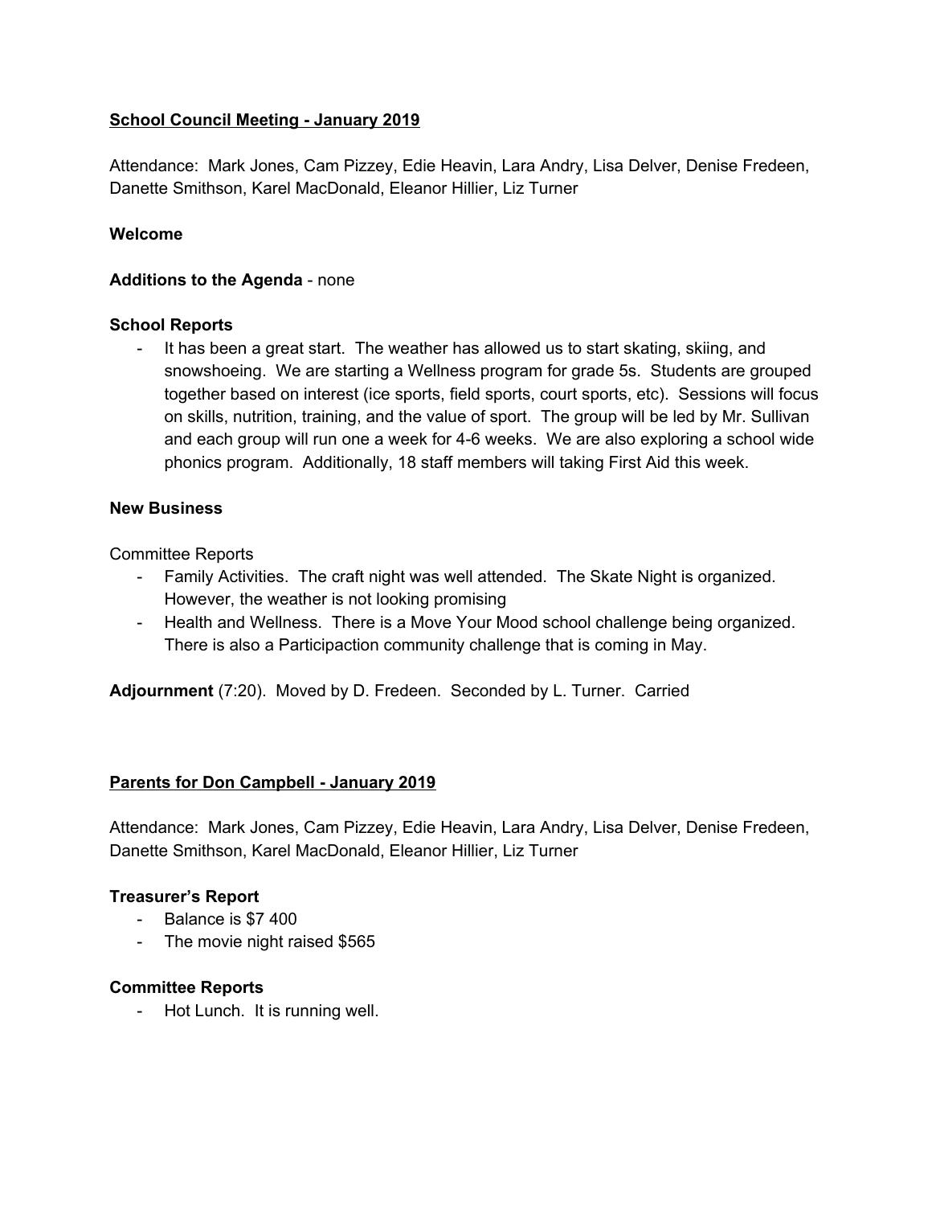## School Council Meeting - January 2019

Attendance: Mark Jones, Cam Pizzey, Edie Heavin, Lara Andry, Lisa Delver, Denise Fredeen, Danette Smithson, Karel MacDonald, Eleanor Hillier, Liz Turner

**Welcome**

**Additions to the Agenda** - none

**School Reports**

- It has been a great start. The weather has allowed us to start skating, skiing, and snowshoeing. We are starting a Wellness program for grade 5s. Students are grouped together based on interest (ice sports, field sports, court sports, etc). Sessions will focus on skills, nutrition, training, and the value of sport. The group will be led by Mr. Sullivan and each group will run one a week for 4-6 weeks. We are also exploring a school wide phonics program. Additionally, 18 staff members will taking First Aid this week.

**New Business**

Committee Reports

- Family Activities. The craft night was well attended. The Skate Night is organized. However, the weather is not looking promising
- Health and Wellness. There is a Move Your Mood school challenge being organized. There is also a Participaction community challenge that is coming in May.

**Adjournment** (7:20). Moved by D. Fredeen. Seconded by L. Turner. Carried

## Parents for Don Campbell - January 2019

Attendance: Mark Jones, Cam Pizzey, Edie Heavin, Lara Andry, Lisa Delver, Denise Fredeen, Danette Smithson, Karel MacDonald, Eleanor Hillier, Liz Turner

**Treasurer's Report**

- Balance is $7 400
- The movie night raised $565

**Committee Reports**

- Hot Lunch. It is running well.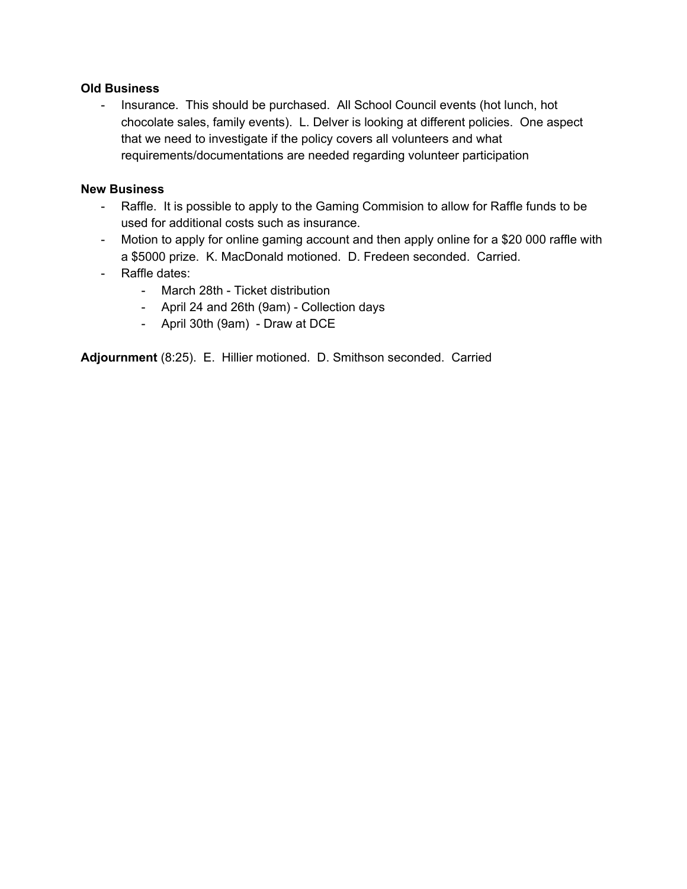**Old Business**

- Insurance. This should be purchased. All School Council events (hot lunch, hot chocolate sales, family events). L. Delver is looking at different policies. One aspect that we need to investigate if the policy covers all volunteers and what requirements/documentations are needed regarding volunteer participation

**New Business**

- Raffle. It is possible to apply to the Gaming Commision to allow for Raffle funds to be used for additional costs such as insurance.
- Motion to apply for online gaming account and then apply online for a $20 000 raffle with a $5000 prize. K. MacDonald motioned. D. Fredeen seconded. Carried.
- Raffle dates:
  - March 28th - Ticket distribution
  - April 24 and 26th (9am) - Collection days
  - April 30th (9am) - Draw at DCE

**Adjournment** (8:25). E. Hillier motioned. D. Smithson seconded. Carried